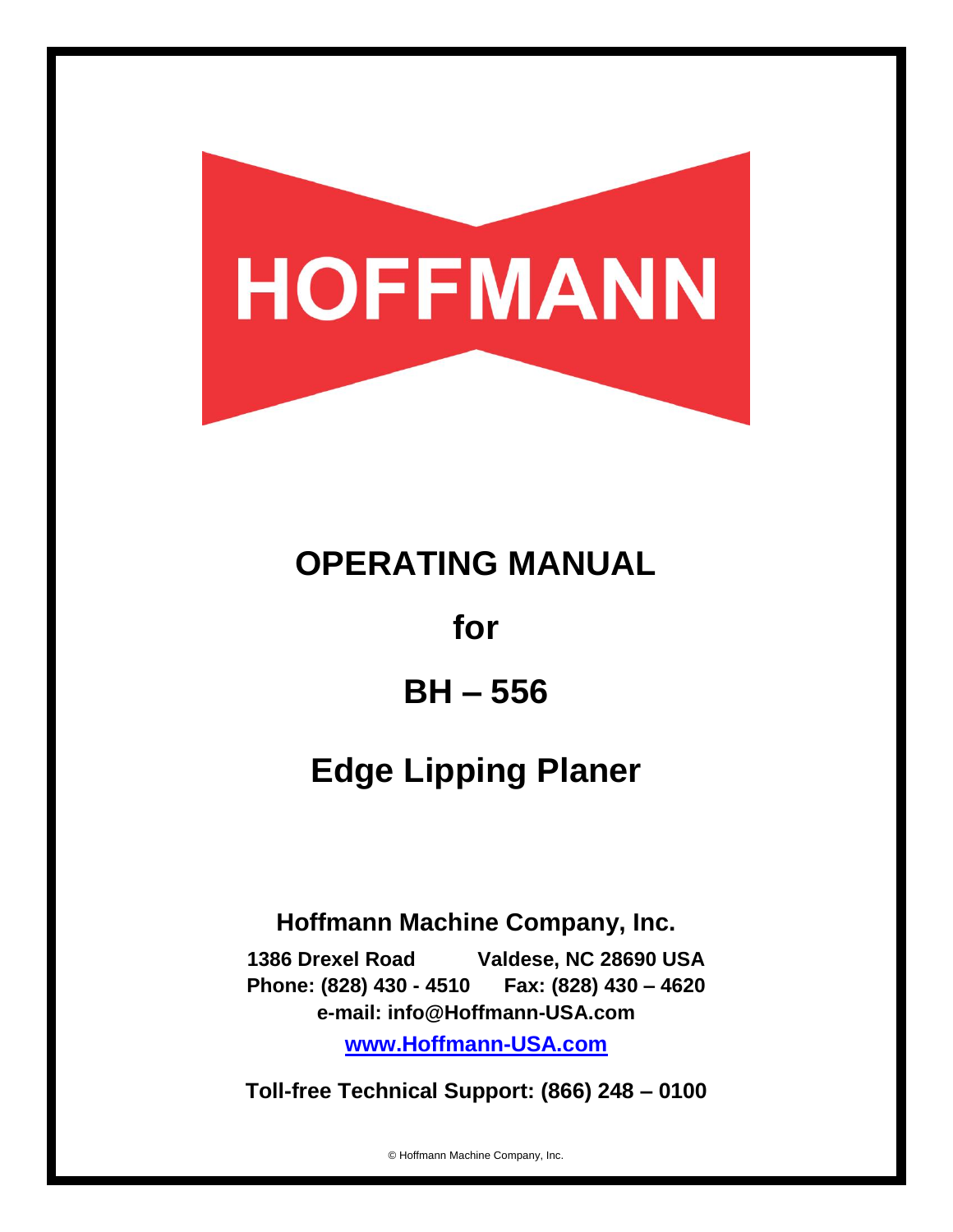HOFFMANN

# OPERATING MANUAL

# for

# BH – 556

# Edge Lipping Planer

**Hoffmann Machine Company, Inc.**

**1386 Drexel Road Valdese, NC 28690 USA**
**Phone: (828) 430 - 4510 Fax: (828) 430 – 4620**
**e-mail: info@Hoffmann-USA.com**

**www.Hoffmann-USA.com**

**Toll-free Technical Support: (866) 248 – 0100**

© Hoffmann Machine Company, Inc.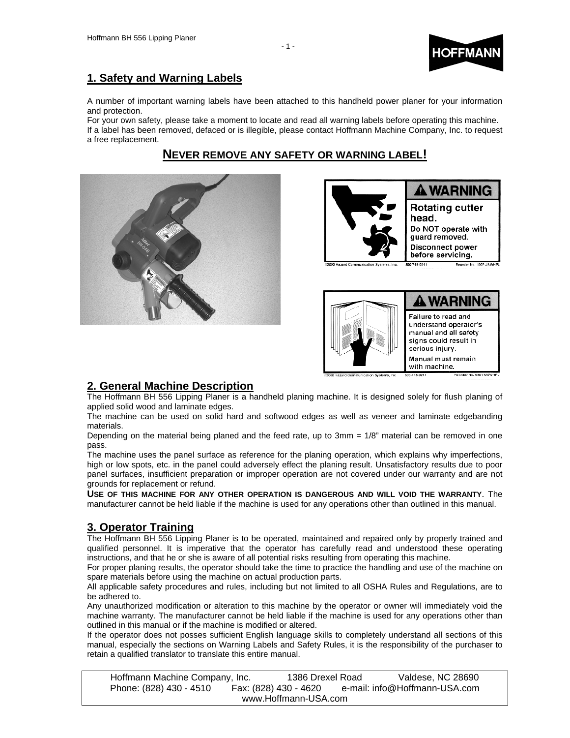## 1. Safety and Warning Labels

A number of important warning labels have been attached to this handheld power planer for your information and protection.

For your own safety, please take a moment to locate and read all warning labels before operating this machine.

If a label has been removed, defaced or is illegible, please contact Hoffmann Machine Company, Inc. to request a free replacement.

**NEVER REMOVE ANY SAFETY OR WARNING LABEL!**

**⚠ WARNING**
Rotating cutter head.
Do NOT operate with guard removed.
Disconnect power before servicing.

**⚠ WARNING**
Failure to read and understand operator's manual and all safety signs could result in serious injury.
Manual must remain with machine.

## 2. General Machine Description

The Hoffmann BH 556 Lipping Planer is a handheld planing machine. It is designed solely for flush planing of applied solid wood and laminate edges.

The machine can be used on solid hard and softwood edges as well as veneer and laminate edgebanding materials.

Depending on the material being planed and the feed rate, up to 3mm = 1/8" material can be removed in one pass.

The machine uses the panel surface as reference for the planing operation, which explains why imperfections, high or low spots, etc. in the panel could adversely effect the planing result. Unsatisfactory results due to poor panel surfaces, insufficient preparation or improper operation are not covered under our warranty and are not grounds for replacement or refund.

**USE OF THIS MACHINE FOR ANY OTHER OPERATION IS DANGEROUS AND WILL VOID THE WARRANTY.** The manufacturer cannot be held liable if the machine is used for any operations other than outlined in this manual.

## 3. Operator Training

The Hoffmann BH 556 Lipping Planer is to be operated, maintained and repaired only by properly trained and qualified personnel. It is imperative that the operator has carefully read and understood these operating instructions, and that he or she is aware of all potential risks resulting from operating this machine.

For proper planing results, the operator should take the time to practice the handling and use of the machine on spare materials before using the machine on actual production parts.

All applicable safety procedures and rules, including but not limited to all OSHA Rules and Regulations, are to be adhered to.

Any unauthorized modification or alteration to this machine by the operator or owner will immediately void the machine warranty. The manufacturer cannot be held liable if the machine is used for any operations other than outlined in this manual or if the machine is modified or altered.

If the operator does not posses sufficient English language skills to completely understand all sections of this manual, especially the sections on Warning Labels and Safety Rules, it is the responsibility of the purchaser to retain a qualified translator to translate this entire manual.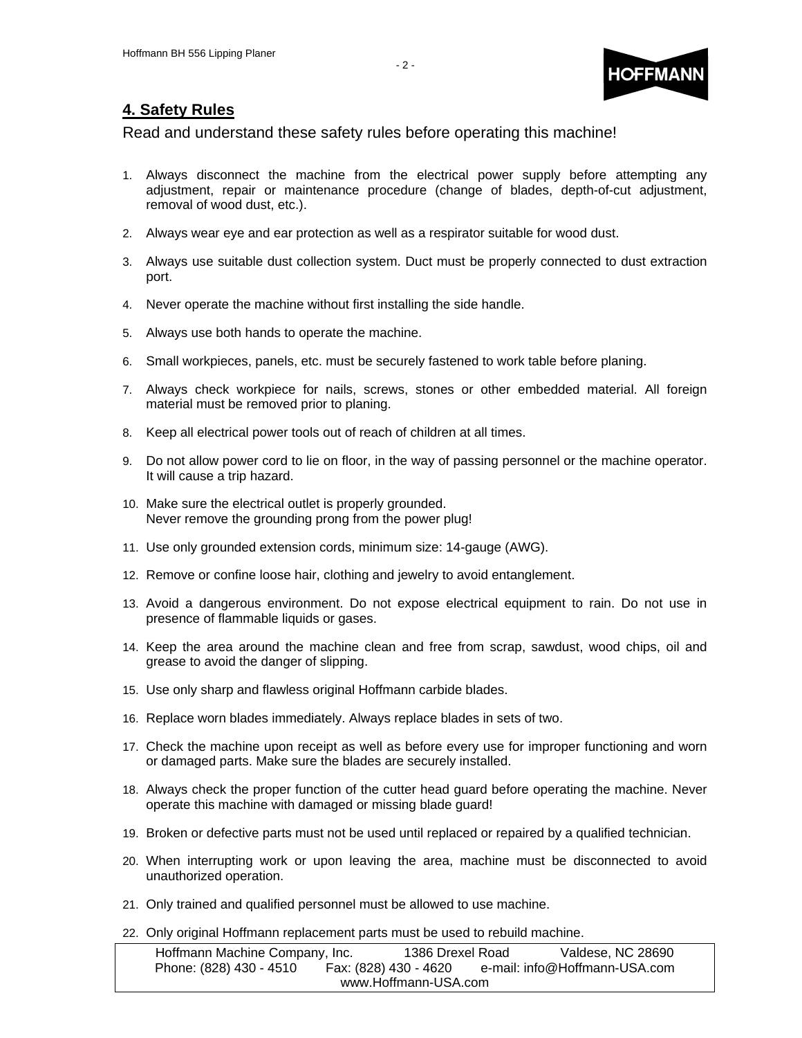## 4. Safety Rules

Read and understand these safety rules before operating this machine!

1. Always disconnect the machine from the electrical power supply before attempting any adjustment, repair or maintenance procedure (change of blades, depth-of-cut adjustment, removal of wood dust, etc.).
2. Always wear eye and ear protection as well as a respirator suitable for wood dust.
3. Always use suitable dust collection system. Duct must be properly connected to dust extraction port.
4. Never operate the machine without first installing the side handle.
5. Always use both hands to operate the machine.
6. Small workpieces, panels, etc. must be securely fastened to work table before planing.
7. Always check workpiece for nails, screws, stones or other embedded material. All foreign material must be removed prior to planing.
8. Keep all electrical power tools out of reach of children at all times.
9. Do not allow power cord to lie on floor, in the way of passing personnel or the machine operator. It will cause a trip hazard.
10. Make sure the electrical outlet is properly grounded.
    Never remove the grounding prong from the power plug!
11. Use only grounded extension cords, minimum size: 14-gauge (AWG).
12. Remove or confine loose hair, clothing and jewelry to avoid entanglement.
13. Avoid a dangerous environment. Do not expose electrical equipment to rain. Do not use in presence of flammable liquids or gases.
14. Keep the area around the machine clean and free from scrap, sawdust, wood chips, oil and grease to avoid the danger of slipping.
15. Use only sharp and flawless original Hoffmann carbide blades.
16. Replace worn blades immediately. Always replace blades in sets of two.
17. Check the machine upon receipt as well as before every use for improper functioning and worn or damaged parts. Make sure the blades are securely installed.
18. Always check the proper function of the cutter head guard before operating the machine. Never operate this machine with damaged or missing blade guard!
19. Broken or defective parts must not be used until replaced or repaired by a qualified technician.
20. When interrupting work or upon leaving the area, machine must be disconnected to avoid unauthorized operation.
21. Only trained and qualified personnel must be allowed to use machine.
22. Only original Hoffmann replacement parts must be used to rebuild machine.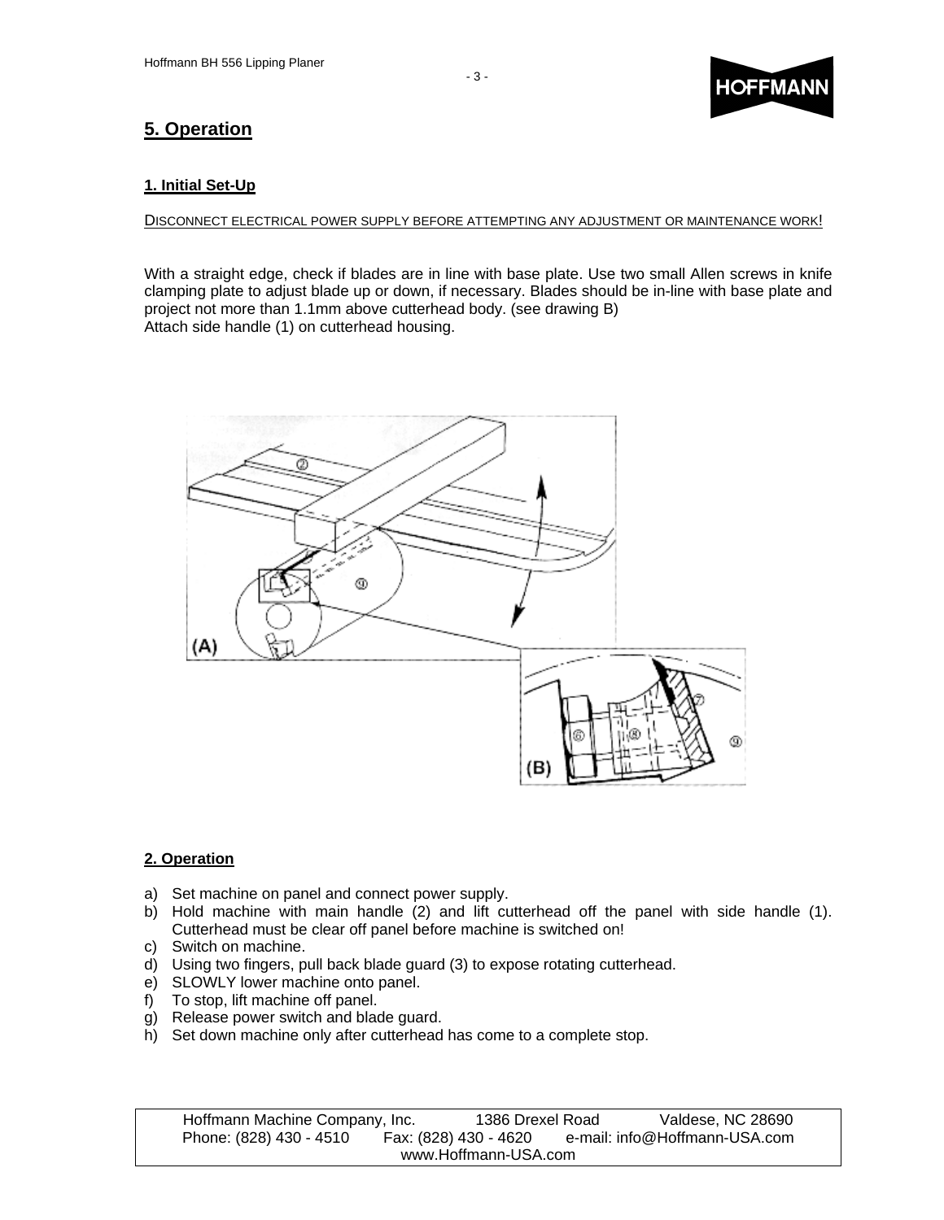## 5. Operation

### 1. Initial Set-Up

DISCONNECT ELECTRICAL POWER SUPPLY BEFORE ATTEMPTING ANY ADJUSTMENT OR MAINTENANCE WORK!

With a straight edge, check if blades are in line with base plate. Use two small Allen screws in knife clamping plate to adjust blade up or down, if necessary. Blades should be in-line with base plate and project not more than 1.1mm above cutterhead body. (see drawing B)
Attach side handle (1) on cutterhead housing.

### 2. Operation

a) Set machine on panel and connect power supply.
b) Hold machine with main handle (2) and lift cutterhead off the panel with side handle (1). Cutterhead must be clear off panel before machine is switched on!
c) Switch on machine.
d) Using two fingers, pull back blade guard (3) to expose rotating cutterhead.
e) SLOWLY lower machine onto panel.
f) To stop, lift machine off panel.
g) Release power switch and blade guard.
h) Set down machine only after cutterhead has come to a complete stop.

Hoffmann Machine Company, Inc. 1386 Drexel Road Valdese, NC 28690
Phone: (828) 430 - 4510 Fax: (828) 430 - 4620 e-mail: info@Hoffmann-USA.com
www.Hoffmann-USA.com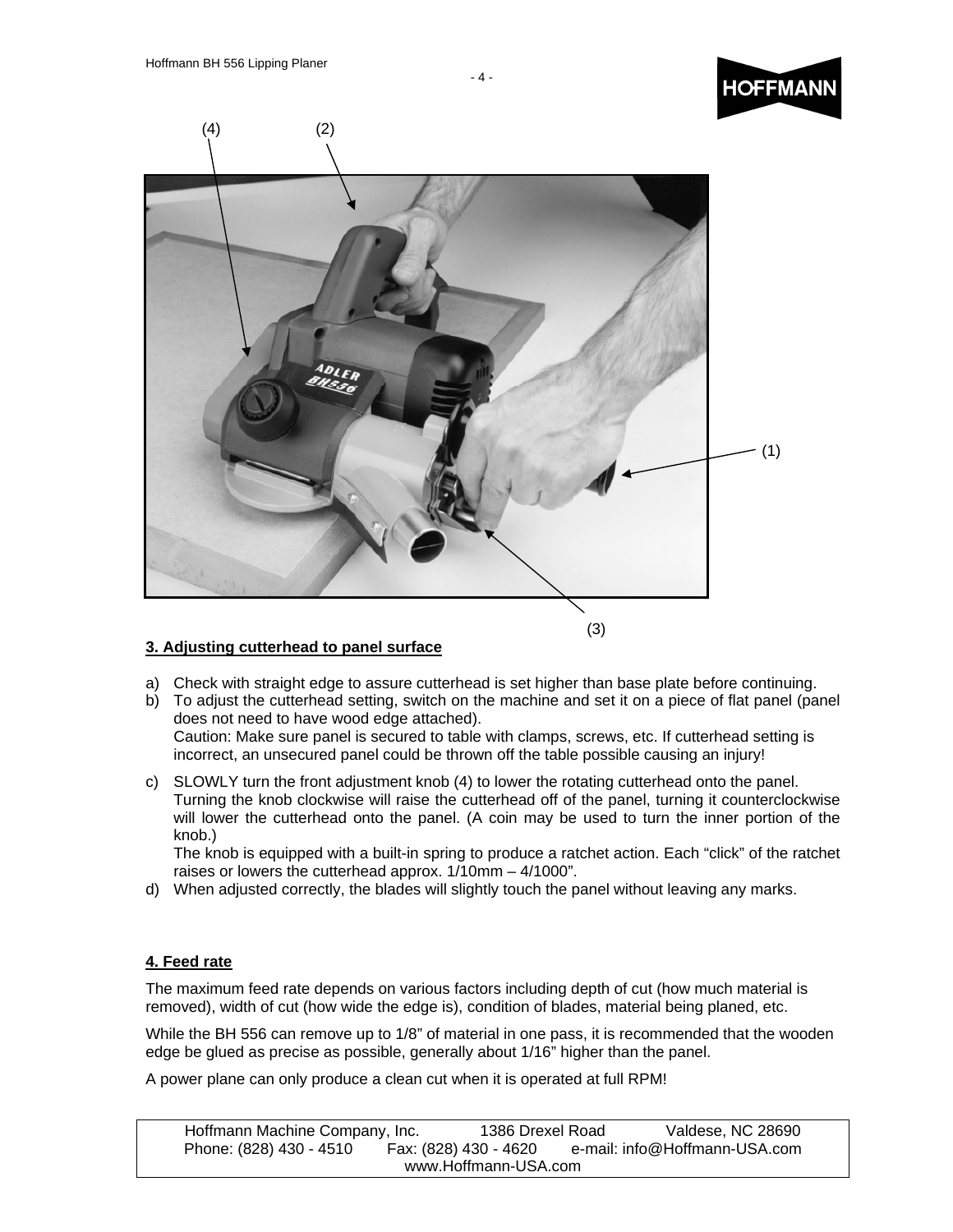(4) (2)

(1)

(3)

**3. Adjusting cutterhead to panel surface**

a) Check with straight edge to assure cutterhead is set higher than base plate before continuing.

b) To adjust the cutterhead setting, switch on the machine and set it on a piece of flat panel (panel does not need to have wood edge attached).
   Caution: Make sure panel is secured to table with clamps, screws, etc. If cutterhead setting is incorrect, an unsecured panel could be thrown off the table possible causing an injury!

c) SLOWLY turn the front adjustment knob (4) to lower the rotating cutterhead onto the panel. Turning the knob clockwise will raise the cutterhead off of the panel, turning it counterclockwise will lower the cutterhead onto the panel. (A coin may be used to turn the inner portion of the knob.)
   The knob is equipped with a built-in spring to produce a ratchet action. Each "click" of the ratchet raises or lowers the cutterhead approx. 1/10mm – 4/1000".

d) When adjusted correctly, the blades will slightly touch the panel without leaving any marks.

**4. Feed rate**

The maximum feed rate depends on various factors including depth of cut (how much material is removed), width of cut (how wide the edge is), condition of blades, material being planed, etc.

While the BH 556 can remove up to 1/8" of material in one pass, it is recommended that the wooden edge be glued as precise as possible, generally about 1/16" higher than the panel.

A power plane can only produce a clean cut when it is operated at full RPM!

Hoffmann Machine Company, Inc. 1386 Drexel Road Valdese, NC 28690
Phone: (828) 430 - 4510 Fax: (828) 430 - 4620 e-mail: info@Hoffmann-USA.com
www.Hoffmann-USA.com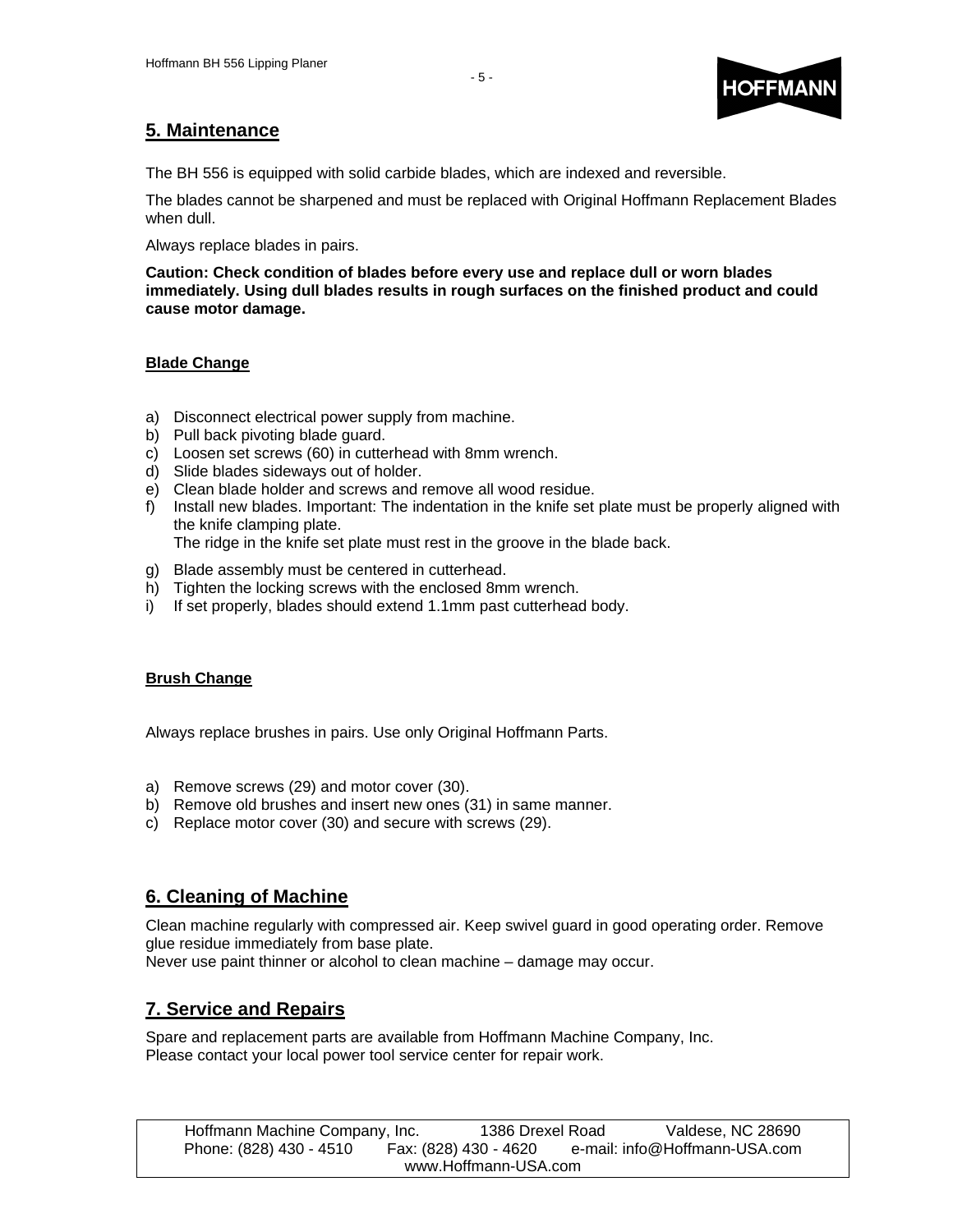## 5. Maintenance

The BH 556 is equipped with solid carbide blades, which are indexed and reversible.

The blades cannot be sharpened and must be replaced with Original Hoffmann Replacement Blades when dull.

Always replace blades in pairs.

**Caution: Check condition of blades before every use and replace dull or worn blades immediately. Using dull blades results in rough surfaces on the finished product and could cause motor damage.**

### Blade Change

a) Disconnect electrical power supply from machine.
b) Pull back pivoting blade guard.
c) Loosen set screws (60) in cutterhead with 8mm wrench.
d) Slide blades sideways out of holder.
e) Clean blade holder and screws and remove all wood residue.
f) Install new blades. Important: The indentation in the knife set plate must be properly aligned with the knife clamping plate.
   The ridge in the knife set plate must rest in the groove in the blade back.
g) Blade assembly must be centered in cutterhead.
h) Tighten the locking screws with the enclosed 8mm wrench.
i) If set properly, blades should extend 1.1mm past cutterhead body.

### Brush Change

Always replace brushes in pairs. Use only Original Hoffmann Parts.

a) Remove screws (29) and motor cover (30).
b) Remove old brushes and insert new ones (31) in same manner.
c) Replace motor cover (30) and secure with screws (29).

## 6. Cleaning of Machine

Clean machine regularly with compressed air. Keep swivel guard in good operating order. Remove glue residue immediately from base plate.
Never use paint thinner or alcohol to clean machine – damage may occur.

## 7. Service and Repairs

Spare and replacement parts are available from Hoffmann Machine Company, Inc.
Please contact your local power tool service center for repair work.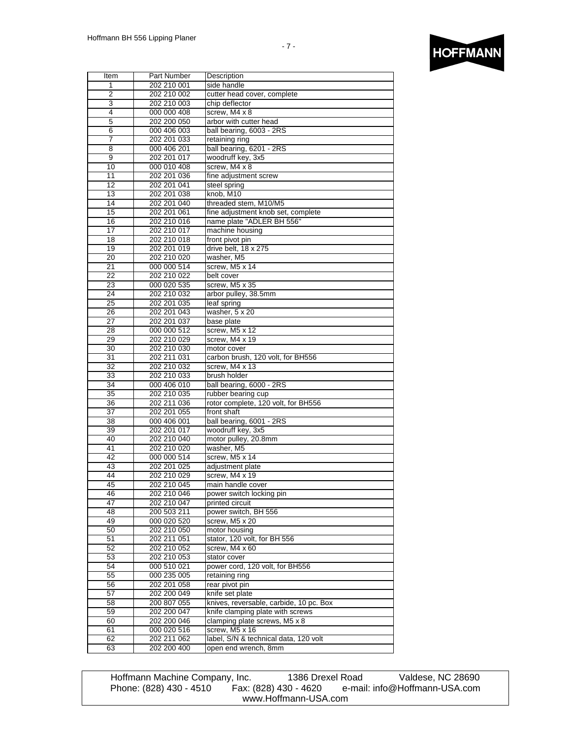| Item | Part Number | Description |
|---|---|---|
| 1 | 202 210 001 | side handle |
| 2 | 202 210 002 | cutter head cover, complete |
| 3 | 202 210 003 | chip deflector |
| 4 | 000 000 408 | screw, M4 x 8 |
| 5 | 202 200 050 | arbor with cutter head |
| 6 | 000 406 003 | ball bearing, 6003 - 2RS |
| 7 | 202 201 033 | retaining ring |
| 8 | 000 406 201 | ball bearing, 6201 - 2RS |
| 9 | 202 201 017 | woodruff key, 3x5 |
| 10 | 000 010 408 | screw, M4 x 8 |
| 11 | 202 201 036 | fine adjustment screw |
| 12 | 202 201 041 | steel spring |
| 13 | 202 201 038 | knob, M10 |
| 14 | 202 201 040 | threaded stem, M10/M5 |
| 15 | 202 201 061 | fine adjustment knob set, complete |
| 16 | 202 210 016 | name plate "ADLER BH 556" |
| 17 | 202 210 017 | machine housing |
| 18 | 202 210 018 | front pivot pin |
| 19 | 202 201 019 | drive belt, 18 x 275 |
| 20 | 202 210 020 | washer, M5 |
| 21 | 000 000 514 | screw, M5 x 14 |
| 22 | 202 210 022 | belt cover |
| 23 | 000 020 535 | screw, M5 x 35 |
| 24 | 202 210 032 | arbor pulley, 38.5mm |
| 25 | 202 201 035 | leaf spring |
| 26 | 202 201 043 | washer, 5 x 20 |
| 27 | 202 201 037 | base plate |
| 28 | 000 000 512 | screw, M5 x 12 |
| 29 | 202 210 029 | screw, M4 x 19 |
| 30 | 202 210 030 | motor cover |
| 31 | 202 211 031 | carbon brush, 120 volt, for BH556 |
| 32 | 202 210 032 | screw, M4 x 13 |
| 33 | 202 210 033 | brush holder |
| 34 | 000 406 010 | ball bearing, 6000 - 2RS |
| 35 | 202 210 035 | rubber bearing cup |
| 36 | 202 211 036 | rotor complete, 120 volt, for BH556 |
| 37 | 202 201 055 | front shaft |
| 38 | 000 406 001 | ball bearing, 6001 - 2RS |
| 39 | 202 201 017 | woodruff key, 3x5 |
| 40 | 202 210 040 | motor pulley, 20.8mm |
| 41 | 202 210 020 | washer, M5 |
| 42 | 000 000 514 | screw, M5 x 14 |
| 43 | 202 201 025 | adjustment plate |
| 44 | 202 210 029 | screw, M4 x 19 |
| 45 | 202 210 045 | main handle cover |
| 46 | 202 210 046 | power switch locking pin |
| 47 | 202 210 047 | printed circuit |
| 48 | 200 503 211 | power switch, BH 556 |
| 49 | 000 020 520 | screw, M5 x 20 |
| 50 | 202 210 050 | motor housing |
| 51 | 202 211 051 | stator, 120 volt, for BH 556 |
| 52 | 202 210 052 | screw, M4 x 60 |
| 53 | 202 210 053 | stator cover |
| 54 | 000 510 021 | power cord, 120 volt, for BH556 |
| 55 | 000 235 005 | retaining ring |
| 56 | 202 201 058 | rear pivot pin |
| 57 | 202 200 049 | knife set plate |
| 58 | 200 807 055 | knives, reversable, carbide, 10 pc. Box |
| 59 | 202 200 047 | knife clamping plate with screws |
| 60 | 202 200 046 | clamping plate screws, M5 x 8 |
| 61 | 000 020 516 | screw, M5 x 16 |
| 62 | 202 211 062 | label, S/N & technical data, 120 volt |
| 63 | 202 200 400 | open end wrench, 8mm |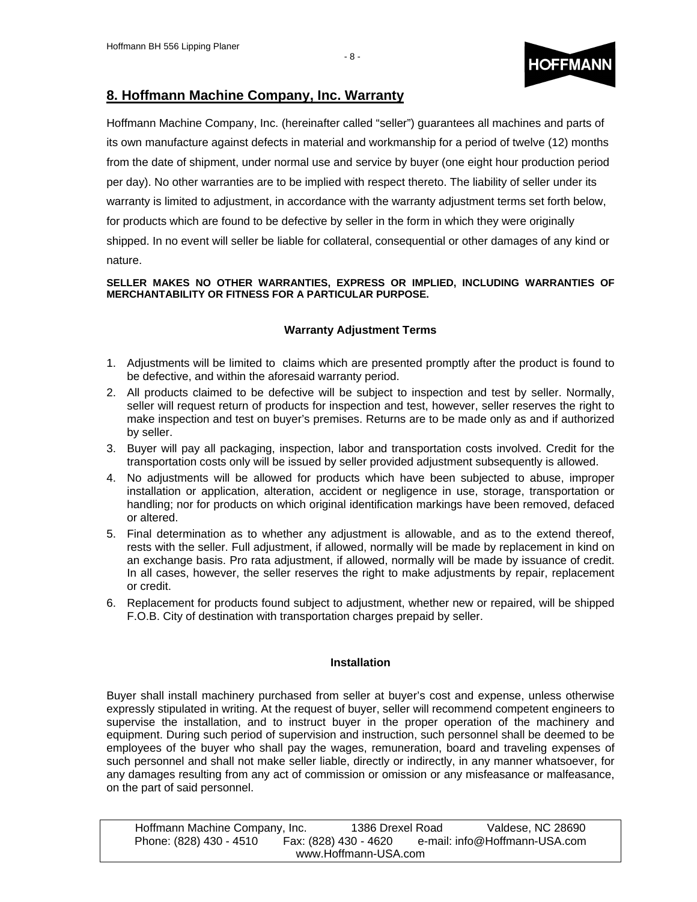## 8. Hoffmann Machine Company, Inc. Warranty

Hoffmann Machine Company, Inc. (hereinafter called "seller") guarantees all machines and parts of its own manufacture against defects in material and workmanship for a period of twelve (12) months from the date of shipment, under normal use and service by buyer (one eight hour production period per day). No other warranties are to be implied with respect thereto. The liability of seller under its warranty is limited to adjustment, in accordance with the warranty adjustment terms set forth below, for products which are found to be defective by seller in the form in which they were originally shipped. In no event will seller be liable for collateral, consequential or other damages of any kind or nature.

**SELLER MAKES NO OTHER WARRANTIES, EXPRESS OR IMPLIED, INCLUDING WARRANTIES OF MERCHANTABILITY OR FITNESS FOR A PARTICULAR PURPOSE.**

### Warranty Adjustment Terms

1. Adjustments will be limited to claims which are presented promptly after the product is found to be defective, and within the aforesaid warranty period.
2. All products claimed to be defective will be subject to inspection and test by seller. Normally, seller will request return of products for inspection and test, however, seller reserves the right to make inspection and test on buyer's premises. Returns are to be made only as and if authorized by seller.
3. Buyer will pay all packaging, inspection, labor and transportation costs involved. Credit for the transportation costs only will be issued by seller provided adjustment subsequently is allowed.
4. No adjustments will be allowed for products which have been subjected to abuse, improper installation or application, alteration, accident or negligence in use, storage, transportation or handling; nor for products on which original identification markings have been removed, defaced or altered.
5. Final determination as to whether any adjustment is allowable, and as to the extend thereof, rests with the seller. Full adjustment, if allowed, normally will be made by replacement in kind on an exchange basis. Pro rata adjustment, if allowed, normally will be made by issuance of credit. In all cases, however, the seller reserves the right to make adjustments by repair, replacement or credit.
6. Replacement for products found subject to adjustment, whether new or repaired, will be shipped F.O.B. City of destination with transportation charges prepaid by seller.

### Installation

Buyer shall install machinery purchased from seller at buyer's cost and expense, unless otherwise expressly stipulated in writing. At the request of buyer, seller will recommend competent engineers to supervise the installation, and to instruct buyer in the proper operation of the machinery and equipment. During such period of supervision and instruction, such personnel shall be deemed to be employees of the buyer who shall pay the wages, remuneration, board and traveling expenses of such personnel and shall not make seller liable, directly or indirectly, in any manner whatsoever, for any damages resulting from any act of commission or omission or any misfeasance or malfeasance, on the part of said personnel.

Hoffmann Machine Company, Inc. 1386 Drexel Road Valdese, NC 28690
Phone: (828) 430 - 4510 Fax: (828) 430 - 4620 e-mail: info@Hoffmann-USA.com
www.Hoffmann-USA.com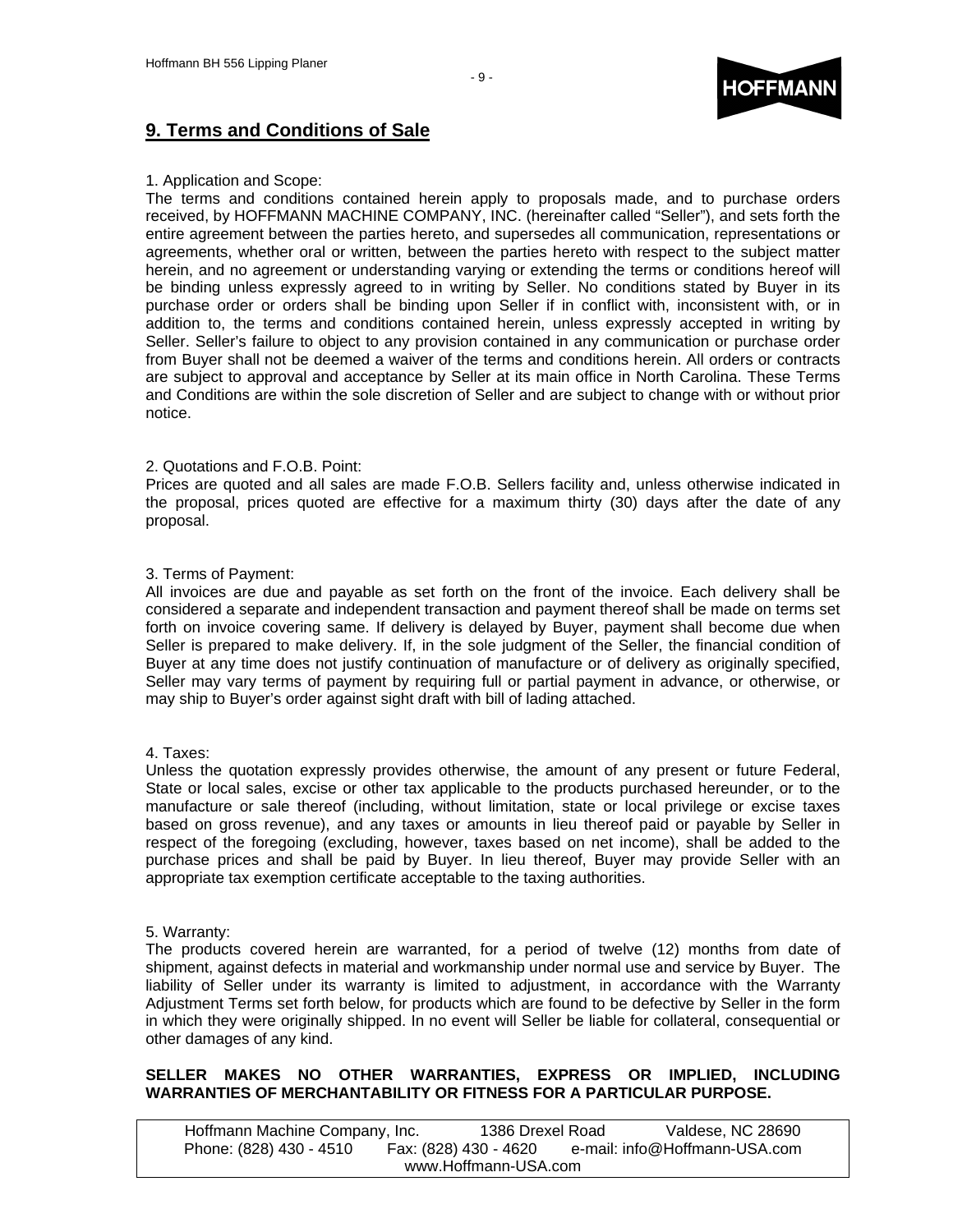## 9. Terms and Conditions of Sale

1. Application and Scope:
The terms and conditions contained herein apply to proposals made, and to purchase orders received, by HOFFMANN MACHINE COMPANY, INC. (hereinafter called "Seller"), and sets forth the entire agreement between the parties hereto, and supersedes all communication, representations or agreements, whether oral or written, between the parties hereto with respect to the subject matter herein, and no agreement or understanding varying or extending the terms or conditions hereof will be binding unless expressly agreed to in writing by Seller. No conditions stated by Buyer in its purchase order or orders shall be binding upon Seller if in conflict with, inconsistent with, or in addition to, the terms and conditions contained herein, unless expressly accepted in writing by Seller. Seller's failure to object to any provision contained in any communication or purchase order from Buyer shall not be deemed a waiver of the terms and conditions herein. All orders or contracts are subject to approval and acceptance by Seller at its main office in North Carolina. These Terms and Conditions are within the sole discretion of Seller and are subject to change with or without prior notice.

2. Quotations and F.O.B. Point:
Prices are quoted and all sales are made F.O.B. Sellers facility and, unless otherwise indicated in the proposal, prices quoted are effective for a maximum thirty (30) days after the date of any proposal.

3. Terms of Payment:
All invoices are due and payable as set forth on the front of the invoice. Each delivery shall be considered a separate and independent transaction and payment thereof shall be made on terms set forth on invoice covering same. If delivery is delayed by Buyer, payment shall become due when Seller is prepared to make delivery. If, in the sole judgment of the Seller, the financial condition of Buyer at any time does not justify continuation of manufacture or of delivery as originally specified, Seller may vary terms of payment by requiring full or partial payment in advance, or otherwise, or may ship to Buyer's order against sight draft with bill of lading attached.

4. Taxes:
Unless the quotation expressly provides otherwise, the amount of any present or future Federal, State or local sales, excise or other tax applicable to the products purchased hereunder, or to the manufacture or sale thereof (including, without limitation, state or local privilege or excise taxes based on gross revenue), and any taxes or amounts in lieu thereof paid or payable by Seller in respect of the foregoing (excluding, however, taxes based on net income), shall be added to the purchase prices and shall be paid by Buyer. In lieu thereof, Buyer may provide Seller with an appropriate tax exemption certificate acceptable to the taxing authorities.

5. Warranty:
The products covered herein are warranted, for a period of twelve (12) months from date of shipment, against defects in material and workmanship under normal use and service by Buyer. The liability of Seller under its warranty is limited to adjustment, in accordance with the Warranty Adjustment Terms set forth below, for products which are found to be defective by Seller in the form in which they were originally shipped. In no event will Seller be liable for collateral, consequential or other damages of any kind.

**SELLER MAKES NO OTHER WARRANTIES, EXPRESS OR IMPLIED, INCLUDING WARRANTIES OF MERCHANTABILITY OR FITNESS FOR A PARTICULAR PURPOSE.**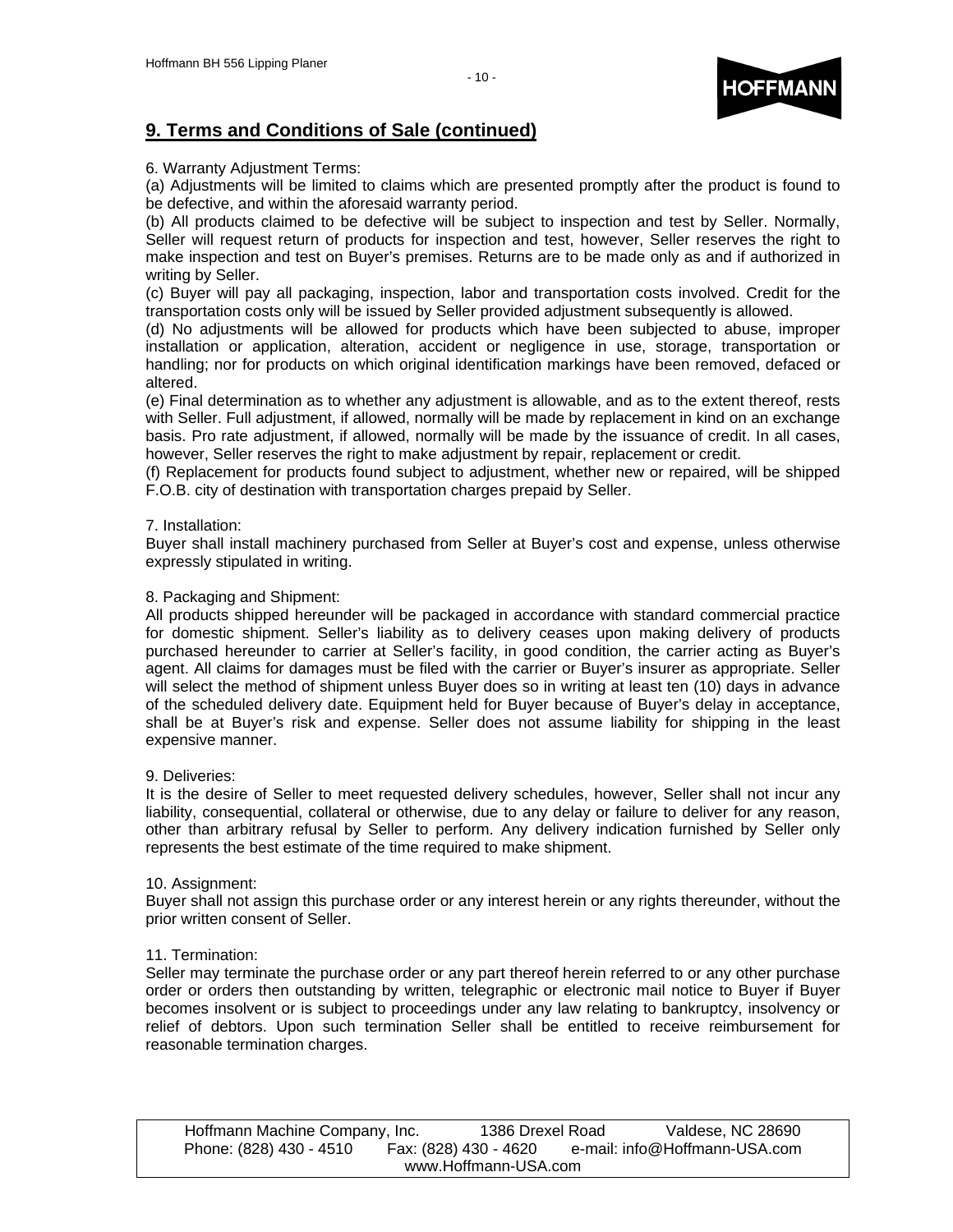## 9. Terms and Conditions of Sale (continued)

6. Warranty Adjustment Terms:

(a) Adjustments will be limited to claims which are presented promptly after the product is found to be defective, and within the aforesaid warranty period.

(b) All products claimed to be defective will be subject to inspection and test by Seller. Normally, Seller will request return of products for inspection and test, however, Seller reserves the right to make inspection and test on Buyer's premises. Returns are to be made only as and if authorized in writing by Seller.

(c) Buyer will pay all packaging, inspection, labor and transportation costs involved. Credit for the transportation costs only will be issued by Seller provided adjustment subsequently is allowed.

(d) No adjustments will be allowed for products which have been subjected to abuse, improper installation or application, alteration, accident or negligence in use, storage, transportation or handling; nor for products on which original identification markings have been removed, defaced or altered.

(e) Final determination as to whether any adjustment is allowable, and as to the extent thereof, rests with Seller. Full adjustment, if allowed, normally will be made by replacement in kind on an exchange basis. Pro rate adjustment, if allowed, normally will be made by the issuance of credit. In all cases, however, Seller reserves the right to make adjustment by repair, replacement or credit.

(f) Replacement for products found subject to adjustment, whether new or repaired, will be shipped F.O.B. city of destination with transportation charges prepaid by Seller.

7. Installation:

Buyer shall install machinery purchased from Seller at Buyer's cost and expense, unless otherwise expressly stipulated in writing.

8. Packaging and Shipment:

All products shipped hereunder will be packaged in accordance with standard commercial practice for domestic shipment. Seller's liability as to delivery ceases upon making delivery of products purchased hereunder to carrier at Seller's facility, in good condition, the carrier acting as Buyer's agent. All claims for damages must be filed with the carrier or Buyer's insurer as appropriate. Seller will select the method of shipment unless Buyer does so in writing at least ten (10) days in advance of the scheduled delivery date. Equipment held for Buyer because of Buyer's delay in acceptance, shall be at Buyer's risk and expense. Seller does not assume liability for shipping in the least expensive manner.

9. Deliveries:

It is the desire of Seller to meet requested delivery schedules, however, Seller shall not incur any liability, consequential, collateral or otherwise, due to any delay or failure to deliver for any reason, other than arbitrary refusal by Seller to perform. Any delivery indication furnished by Seller only represents the best estimate of the time required to make shipment.

10. Assignment:

Buyer shall not assign this purchase order or any interest herein or any rights thereunder, without the prior written consent of Seller.

11. Termination:

Seller may terminate the purchase order or any part thereof herein referred to or any other purchase order or orders then outstanding by written, telegraphic or electronic mail notice to Buyer if Buyer becomes insolvent or is subject to proceedings under any law relating to bankruptcy, insolvency or relief of debtors. Upon such termination Seller shall be entitled to receive reimbursement for reasonable termination charges.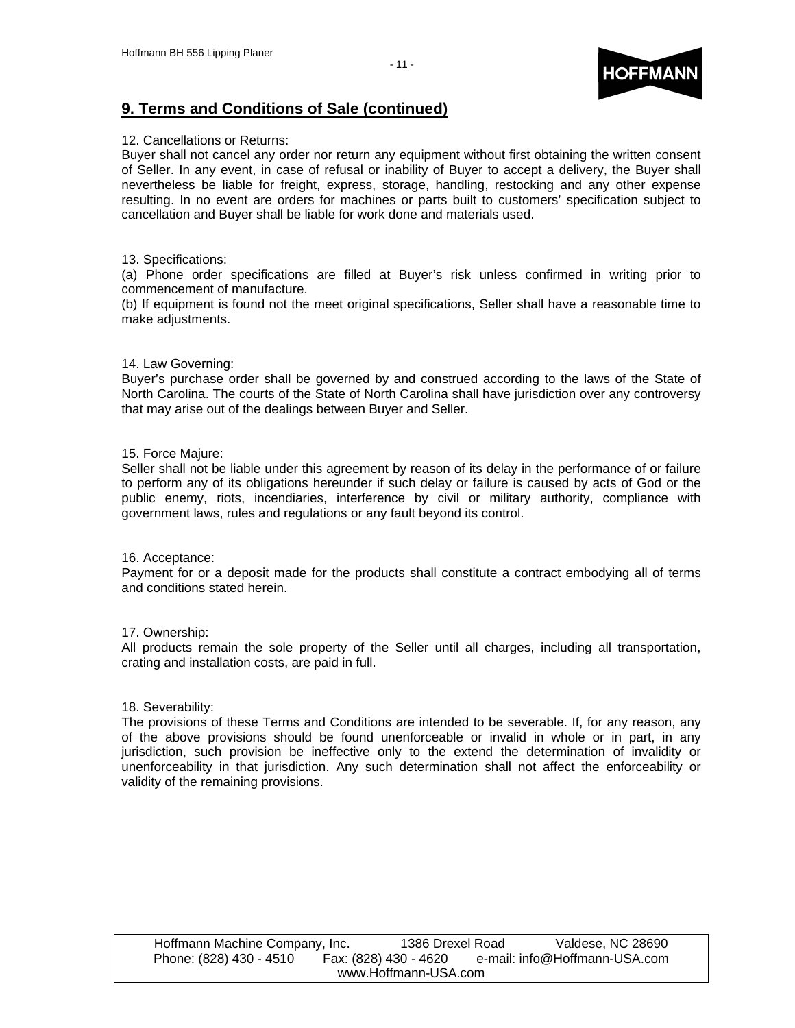## 9. Terms and Conditions of Sale (continued)

12. Cancellations or Returns:
Buyer shall not cancel any order nor return any equipment without first obtaining the written consent of Seller. In any event, in case of refusal or inability of Buyer to accept a delivery, the Buyer shall nevertheless be liable for freight, express, storage, handling, restocking and any other expense resulting. In no event are orders for machines or parts built to customers' specification subject to cancellation and Buyer shall be liable for work done and materials used.

13. Specifications:
(a) Phone order specifications are filled at Buyer's risk unless confirmed in writing prior to commencement of manufacture.
(b) If equipment is found not the meet original specifications, Seller shall have a reasonable time to make adjustments.

14. Law Governing:
Buyer's purchase order shall be governed by and construed according to the laws of the State of North Carolina. The courts of the State of North Carolina shall have jurisdiction over any controversy that may arise out of the dealings between Buyer and Seller.

15. Force Majure:
Seller shall not be liable under this agreement by reason of its delay in the performance of or failure to perform any of its obligations hereunder if such delay or failure is caused by acts of God or the public enemy, riots, incendiaries, interference by civil or military authority, compliance with government laws, rules and regulations or any fault beyond its control.

16. Acceptance:
Payment for or a deposit made for the products shall constitute a contract embodying all of terms and conditions stated herein.

17. Ownership:
All products remain the sole property of the Seller until all charges, including all transportation, crating and installation costs, are paid in full.

18. Severability:
The provisions of these Terms and Conditions are intended to be severable. If, for any reason, any of the above provisions should be found unenforceable or invalid in whole or in part, in any jurisdiction, such provision be ineffective only to the extend the determination of invalidity or unenforceability in that jurisdiction. Any such determination shall not affect the enforceability or validity of the remaining provisions.